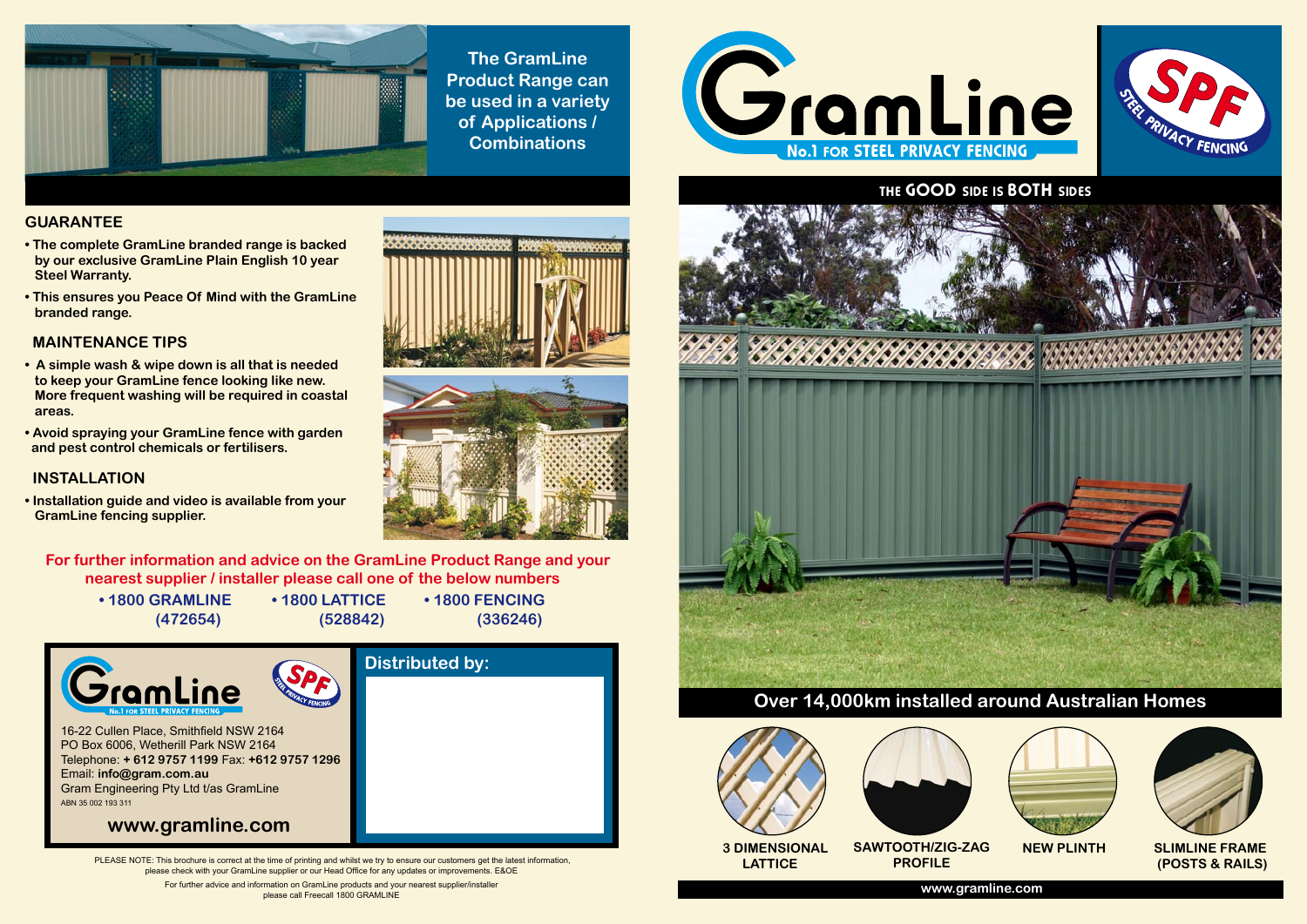The GramLine Product Range can be used in a variety of Applications / Combinations

## GUARANTEE

- The complete GramLine branded range is backed by our exclusive GramLine Plain English 10 year Steel Warranty.
- This ensures you Peace Of Mind with the GramLine branded range.

## MAINTENANCE TIPS

- A simple wash & wipe down is all that is needed to keep your GramLine fence looking like new. More frequent washing will be required in coastal areas.
- Avoid spraying your GramLine fence with garden and pest control chemicals or fertilisers.

## INSTALLATION

- Installation guide and video is available from your GramLine fencing supplier.

**For further information and advice on the GramLine Product Range and your nearest supplier / installer please call one of the below numbers**

- **1800 GRAMLINE (472654)**
- **1800 LATTICE (528842)**
- **1800 FENCING (336246)**

GramLine No.1 FOR STEEL PRIVACY FENCING

SPF STEEL PRIVACY FENCING

16-22 Cullen Place, Smithfield NSW 2164
PO Box 6006, Wetherill Park NSW 2164
Telephone: **+ 612 9757 1199** Fax: **+612 9757 1296**
Email: **info@gram.com.au**
Gram Engineering Pty Ltd t/as GramLine
ABN 35 002 193 311

**www.gramline.com**

**Distributed by:**

PLEASE NOTE: This brochure is correct at the time of printing and whilst we try to ensure our customers get the latest information, please check with your GramLine supplier or our Head Office for any updates or improvements. E&OE

For further advice and information on GramLine products and your nearest supplier/installer please call Freecall 1800 GRAMLINE

# GramLine

No.1 FOR STEEL PRIVACY FENCING

SPF STEEL PRIVACY FENCING

**THE GOOD SIDE IS BOTH SIDES**

## Over 14,000km installed around Australian Homes

- **3 DIMENSIONAL LATTICE**
- **SAWTOOTH/ZIG-ZAG PROFILE**
- **NEW PLINTH**
- **SLIMLINE FRAME (POSTS & RAILS)**

**www.gramline.com**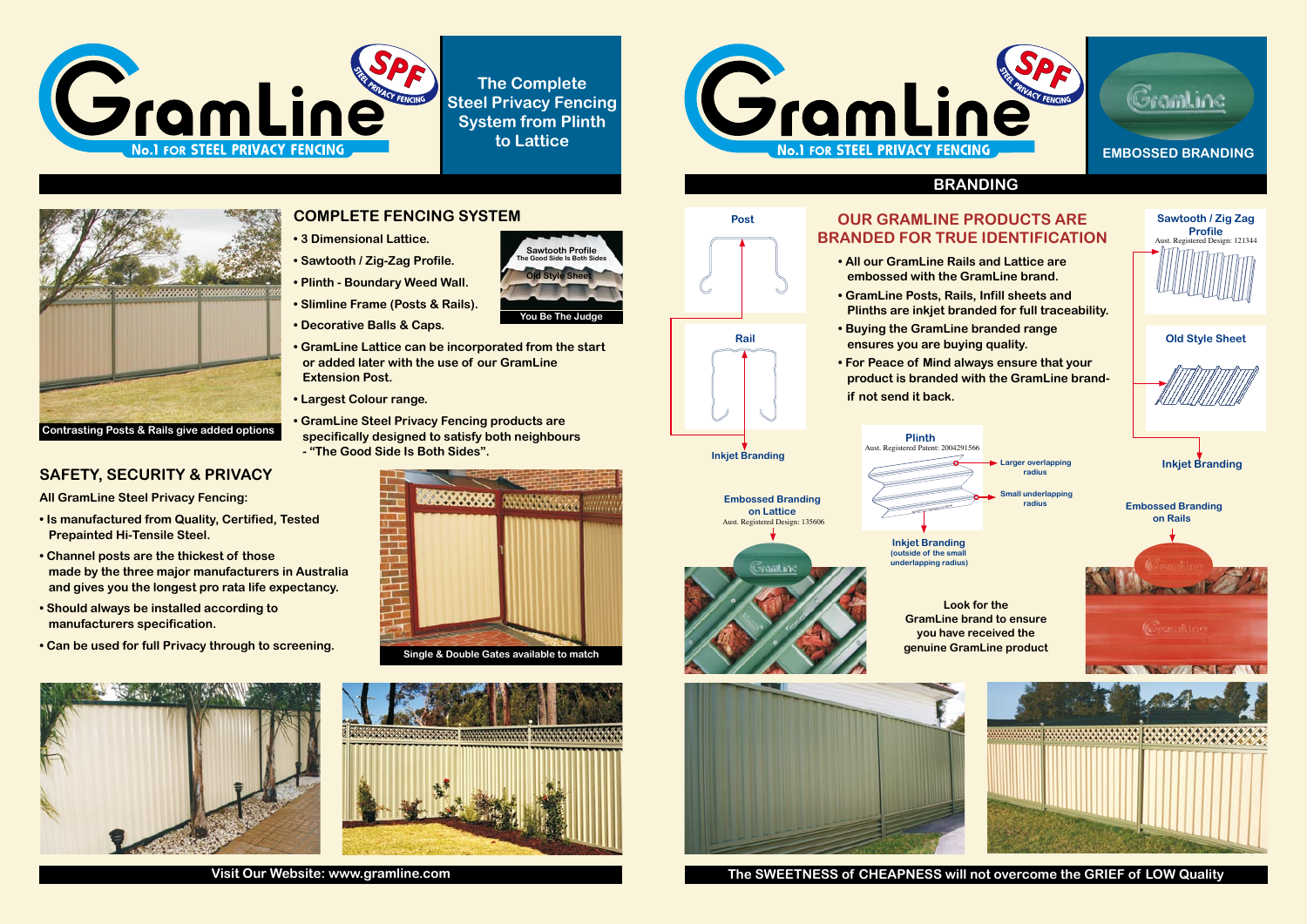# GramLine

SPF STEEL PRIVACY FENCING

No.1 FOR STEEL PRIVACY FENCING

The Complete Steel Privacy Fencing System from Plinth to Lattice

Contrasting Posts & Rails give added options

## COMPLETE FENCING SYSTEM

- 3 Dimensional Lattice.
- Sawtooth / Zig-Zag Profile.
- Plinth - Boundary Weed Wall.
- Slimline Frame (Posts & Rails).
- Decorative Balls & Caps.
- GramLine Lattice can be incorporated from the start or added later with the use of our GramLine Extension Post.
- Largest Colour range.
- GramLine Steel Privacy Fencing products are specifically designed to satisfy both neighbours - "The Good Side Is Both Sides".

Sawtooth Profile
The Good Side Is Both Sides

Old Style Sheet

You Be The Judge

## SAFETY, SECURITY & PRIVACY

All GramLine Steel Privacy Fencing:

- Is manufactured from Quality, Certified, Tested Prepainted Hi-Tensile Steel.
- Channel posts are the thickest of those made by the three major manufacturers in Australia and gives you the longest pro rata life expectancy.
- Should always be installed according to manufacturers specification.
- Can be used for full Privacy through to screening.

Single & Double Gates available to match

Visit Our Website: www.gramline.com

# GramLine

SPF STEEL PRIVACY FENCING

No.1 FOR STEEL PRIVACY FENCING

EMBOSSED BRANDING

## BRANDING

Post

Rail

Inkjet Branding

## OUR GRAMLINE PRODUCTS ARE BRANDED FOR TRUE IDENTIFICATION

- All our GramLine Rails and Lattice are embossed with the GramLine brand.
- GramLine Posts, Rails, Infill sheets and Plinths are inkjet branded for full traceability.
- Buying the GramLine branded range ensures you are buying quality.
- For Peace of Mind always ensure that your product is branded with the GramLine brand- if not send it back.

Sawtooth / Zig Zag Profile
Aust. Registered Design: 121344

Old Style Sheet

Inkjet Branding

Plinth
Aust. Registered Patent: 2004291566

Larger overlapping radius

Small underlapping radius

Inkjet Branding
(outside of the small underlapping radius)

Embossed Branding on Lattice
Aust. Registered Design: 135606

Embossed Branding on Rails

Look for the GramLine brand to ensure you have received the genuine GramLine product

The SWEETNESS of CHEAPNESS will not overcome the GRIEF of LOW Quality